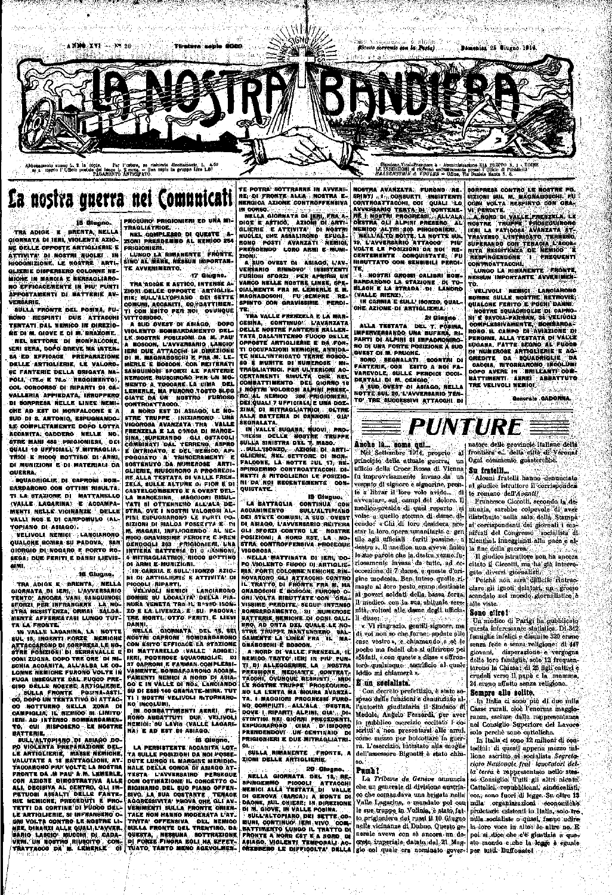ANNO XVI — N° 20 Tiratura copie 8000 (Conto corrente con la Posta) Domenica 25 Giugno 1916

# LA NOSTRA BANDIERA

Abbonamento annuo L. 2 la copia. Per l'estero, se richiesto direttamente, L. 4.50 se a mezzo l'Ufficio postale del luogo L. 3 circa. — Due copie in gruppo Lire 1.80 PAGAMENTO ANTICIPATO.

Direzione Vicolo Prampero 4 - Amministrazione VIA PRAMPERO N. 4 - UDINE LE INSERZIONI si ricevono esclusivamente presso l'Ufficio di Pubblicità HAASENSTEIN & VOGLER - Udine, Via Daniele Manin N. 8.

# La nostra guerra nei Comunicati

**15 Giugno.**

TRA ADIGE E BRENTA, NELLA GIORNATA DI IERI, VIOLENTA AZIONE DELLE OPPOSTE ARTIGLIERIE E ATTIVITA' DI NOSTRI NUCLEI IN RICOGNIZIONE. LE NOSTRE ARTIGLIERIE DISPERSERO COLONNE NEMICHE IN MARCIA E BERSAGLIARONO EFFICACEMENTE IN PIU' PUNTI APPOSTAMENTI DI BATTERIE AVVERSARIE.

SULLA FRONTE DEL POSINA, FURONO RESPINTI DUE ATTACCHI TENTATI DAL NEMICO IN DIREZIONE DI M. GIOVE E DI M. BRAZOME.

NEL SETTORE DI MONFALCONE, IERI SERA, DOPO BREVE MA INTENSA ED EFFICACE PREPARAZIONE DELLE ARTIGLIERIE, LE VALOROSE FANTERIE DELLA BRIGATA NAPOLI, (75.o E 76.o REGGIMENTO), COL CONCORSO DI RIPARTI DI CAVALLERIA APPIEDATA, IRRUPPERO DI SORPRESA NELLE LINEE NEMICHE AD EST DI MONFALCONE E A SUD DI S. ANTONIO, ESPUGNANDOLE COMPLETAMENTE DOPO LOTTA ACCANITA; CADDERO NELLE NOSTRE MANI 488 PRIGIONIERI, DEI QUALI 10 UFFICIALI, 7 MITRAGLIATRICI E RICCO BOTTINO DI ARMI, DI MUNIZIONI E DI MATERIALI DA GUERRA.

SQUADRIGLIE DI CAPRONI BOMBARDARONO CON OTTIMI RISULTATI LA STAZIONE DI MATTARELLO (VALLE LAGARINA) E ACCAMPAMENTI NELLE VICINANZE DELLE VALLI NOS E DI CAMPOMULO (ALTOPIANO DI ASIAGO).

VELIVOLI NEMICI LANCIARONO QUALCHE BOMBA SU PADOVA, SAN GIORGIO DI NOGARO E PORTO ROSEGA: DUE FERITI E DANNI LIEVISSIMI.

**16 Giugno.**

TRA ADIGE E BRENTA, NELLA GIORNATA DI IERI, L'AVVERSARIO TENTO' ANCORA VANI SANGUINOSI SFORZI PER INFRANGERE LA NOSTRA RESISTENZA, ORMAI SALDAMENTE AFFERMATASI LUNGO TUTTA LA FRONTE.

IN VALLE LAGARINA, LA NOTTE SUL 15, INGENTI FORZE NEMICHE ATTACCARONO DI SORPRESA LE NOSTRE POSIZIONI DI SERRAVALLE E COSI' ZUGNA. DOPO TRE ORE DI MISCHIA ACCANITA, ALL'ALBA LE COLONNE NEMICHE FURONO VOLTE IN FUGA INSEGUITE DAL FUOCO PRECISO DELLE NOSTRE ARTIGLIERIE.

SULLA FRONTE POSINA-ASTICO, DOPO UN TENTATIVO DI ATTACCO NOTTURNO NELLA ZONA DI CAMPIGLIA, IL NEMICO SI LIMITO' IERI AD INTENSO BOMBARDAMENTO, CUI RISPOSERO LE NOSTRE BATTERIE.

SULL'ALTOPIANO DI ASIAGO DOPO VIOLENTA PREPARAZIONE DELLE ARTIGLIERIE, MASSE NEMICHE, VALUTATE A 18 BATTAGLIONI, ATTACCARONO PIU' VOLTE LA NOSTRA FRONTE DA M. PAU' A M. LEMERLE, CON AZIONE DIMOSTRATIVA ALLE ALI, DECISIVA AL CENTRO. GLI IMPETUOSI ASSALTI DELLE FANTERIE NEMICHE, PRECEDUTI E PROTETTI DA CORTINE DI FUOCO DELLE ARTIGLIERIE, SI INFRANSERO OGNI VOLTA CONTRO LE NOSTRE LINEE, DINANZI ALLE QUALI, L'AVVERSARIO LASCIO' MUCCHI DI CADAVERI. UN NOSTRO RIUSCITO CONTRATTACCO DA M. LEMERLE CI PROCURO' PRIGIONIERI ED UNA MITRAGLIATRICE.

NEL COMPLESSO DI QUESTE AZIONI PRENDEMMO AL NEMICO 254 PRIGIONIERI.

LUNGO LA RIMANENTE FRONTE, SINO AL MARE, NESSUN IMPORTANTE AVVENIMENTO.

**17 Giugno.**

TRA ADIGE E ASTICO, INTENSE AZIONI DELLE OPPOSTE ARTIGLIERIE; SULL'ALTOPIANO DEI SETTE COMUNI, ACCANITI, COMBATTIMENTI CON ESITO PER NOI OVUNQUE VITTORIOSO.

A SUD OVEST DI ASIAGO, DOPO VIOLENTO BOMBARDAMENTO DELLE NOSTRE POSIZIONI DA M. PAU' A BOSCON, L'AVVERSARIO LANCIO' IERI DUE ATTACCHI IN DIREZIONE DI M. MAGNABOSCHI E FRA M. LEMERLE E BOSCON. CON REITERATI SANGUINOSI SFORZI LE FANTERIE NEMICHE RIUSCIRONO PER UN MOMENTO A TOCCARE LA CIMA DEL LEMERLE, MA FURONO TOSTO SLOGGIATE DA UN NOSTRO FURIOSO CONTRATTACCO.

A NORD EST DI ASIAGO, LE NOSTRE TRUPPE INIZIARONO UNA VIGOROSA AVANZATA TRA VALLE FRENZELA E LA CONCA DI MARCESINA, SUPERANDO GLI OSTACOLI COMBINATI DAL TERRENO, ASPRO E INTRICATO, E DEL NEMICO, APPOGGIATO A TRINCERAMENTI E SOSTENUTO DA NUMEROSE ARTIGLIERIE, RIUSCIRONO A PROGREDIRE ALLA TESTATA DI VALLE FRENZELA, SULLE ALTURE DI FIOR E DI CASTELGOMBERTO E A OVEST DELLA MARCESINA. MAGGIORI RISULTATI SI OTTENNERO ALL'ALA DESTRA, OVE I NOSTRI VALOROSI ALPINI ESPUGNARONO LE FORTI POSIZIONI DI MALGA FOSSETTA E DI M. MAGARI, INFLIGGENDO AL NEMICO GRAVISSIME PERDITE E PRENDENDOGLI 203 PRIGIONIERI, UNA INTIERA BATTERIA DI 4 CANNONI, 4 MITRAGLIATRICI, RICCO BOTTINO DI ARMI E MUNIZIONI.

IN CARNIA E SULL'ISONZO AZIONI DI ARTIGLIERIE E ATTIVITA' DI PICCOLI RIPARTI.

VELIVOLI NEMICI LANCIARONO BOMBE SU LOCALITA' DELLA PIANURA VENETA TRA IL BASSO ISONZO E LA LIVENZA E SU PADOVA: TRE MORTI, OTTO FERITI E LIEVI DANNI.

NELLA GIORNATA DEL 15, SEI NOSTRI CAPRONI BOMBARDARONO CON ESITO EFFICACE LA STAZIONE DI MATTARELLO (VALLE ADIGE); IERI, PODEROSE SQUADRIGLIE, DI 37 CAPRONI E FARMAN COMPLESSIVAMENTE, BOMBARDARONO ACCAMPAMENTI NEMICI A NORD DI ASIAGO E IN VALLE DI NOS, LANCIANDO SU DI ESSI 160 GRANATE-MINA. TUTTI I NOSTRI VELIVOLI RITORNARONO INCOLUMI.

IN COMBATTIMENTI AEREI FURONO ABBATTUTI DUE VELIVOLI NEMICI: SU LAVIS (VALLE LAGARINA) E AD EST DI ASIAGO.

**18 Giugno.**

LA PERSISTENTE ACCANITA LOTTA SULLE POSIZIONI DA NOI POSSEDUTE LUNGO IL MARGINE MERIDIONALE DELLA CONCA DI ASIAGO ATTESTA L'AVVERSARIO PERSEGUE CON OSTINAZIONE IL CONCETTO ORIGINARIO DEL SUO PIANO OFFENSIVO. LA SUA COSTANTE, TENACE AGGRESSIVITA' PROVA CHE GLI AVVENIMENTI SULLA FRONTE ORIENTALE NON HANNO MODERATA L'ATTIVITA' OFFENSIVA DEL NEMICO SULLA FRONTE DEL TRENTINO. DA QUESTA, NESSUNA SOTTRAZIONE DI FORZE FINORA EGLI HA EFFETTUATO, TANTO MENO AGEVOLMENTE POTRA' SOTTRARNE IN AVVENIRE DI FRONTE ALLA NOSTRA ENERGICA AZIONE CONTROFFENSIVA IN CORSO.

NELLA GIORNATA DI IERI, FRA ADIGE E ASTICO, AZIONI DI ARTIGLIERIE E ATTIVITA' DI NOSTRI NUCLEI, CHE ASSALIRONO EFUGARONO POSTI AVANZATI NEMICI, PRENDENDO LORO ARMI E MUNIZIONI.

A SUD OVEST DI ASIAGO, L'AVVERSARIO RINNOVO' INSISTENTI FURIOSI SFORZI PER APRIRSI UN VARCO NELLE NOSTRE LINEE, SPECIALMENTE FRA M. LEMERLE E M. MAGNABOSCHI, FU SEMPRE RESPINTO CON GRAVISSIME PERDITE.

TRA VALLE FRENZELA E LA MARCESINA, CONTINUO' L'AVANZATA DELLE NOSTRE FANTERIE RALLENTATA DALL'INTENSO FUOCO DELLE OPPOSTE ARTIGLIERIE E DA FORTI OCCUPAZIONI NEMICHE, ANNIDATE NELL'INTRICATO TERRENO BOSCOSO E MUNITE DI NUMEROSE MITRAGLIATRICI. PER ULTERIORI ACCERTAMENTI RISULTA CHE NEL COMBATTIMENTO DEL GIORNO 16 I NOSTRI VOLOROSI ALPINI PRESERO AL NEMICO 306 PRIGIONIERI, DEI QUALI 7 UFFICIALI, E UNA DOZZINA DI MITRAGLIATRICI, OLTRE ALLA BATTERIA DI CANNONI GIA' SEGNALATA.

IN VALLE SUGANA, NUOVI PROGRESSI DELLE NOSTRE TRUPPE SULLA SINISTRA DEL T. MASO.

SULL'ISONZO, AZIONI DI ARTIGLIERIE. NEL SETTORE DI MONFALCONE, LA NOTTE SUL 17, RESPINGEMMO CONTRATTACCHI DIRETTI A RITOGLIERCI LE POSIZIONI DA NOI RECENTEMENTE CONQUISTATE.

**19 Giugno.**

LA BATTAGLIA CONTINUA CON ACCANIMENTO SULL'ALTIPIANO DEI SETTE COMUNI. A SUD OVEST DI ASIAGO, L'AVVERSARIO REITERA GLI SFORZI CONTRO LE NOSTRE POSIZIONI; A NORD EST, LA NOSTRA CONTROFFENSIVA PROSEGUE VIGOROSA.

NELLA MATTINATA DI IERI, DOPO VIOLENTO FUOCO DI ARTIGLIERIA, FORTI COLONNE NEMICHE RINNOVARONO GLI ATTACCHI CONTRO IL TRATTO DI FRONTE FRA M. MAGNABOSCHI E BOSCON. FURONO OGNI VOLTA RIBUTTATE CON GRAVISSIME PERDITE. SEGUI' INTENSO BOMBARDAMENTO, DI NUMEROSE BATTERIE NEMICHE DI OGNI CALIBRO, AD ONTA DEL QUALE LE NOSTRE TRUPPE MANTENNERO SALDAMENTE LA LINEA FRA IL MAGNABOSCHI E BOSCON.

A NORD DI VALLE FRENZELA, IL NEMICO TENTO' IERI INE PIU' PUNTI DI ALLEGGERIRE LA NOSTRA PRESSIONE MEDIANTE CONTRATTACCHI, OVUNQUE RESPINTI. INDI LE NOSTRE TRUPPE PROSEGUIRONO LA LENTA MA SICURA AVANZATA. I MAGGIORI PROGRESSI FURONO COMPIUTI ALL'ALA DESTRA, DOVE I RIPARTI ALPINI, GIA' DISTINTISI NEI GIORNI PRECEDENTI, ESPUGNARONO CIMA DI ISIDORO PRENDENDOVI UN CENTINAIO DI PRIGIONIERI E DUE MITRAGLIATRICI.

SULLA RIMANENTE FRONTE, AZIONI DELLE ARTIGLIERIE.

**20 Giugno.**

NELLA GIORNATA DEL 19, RESPINGEMMO PICCOLI ATTACCHI NEMICI ALLA TESTATA DI VALLE DI GENOVA (SARCA); A MONTE DI DAONE, SUL CHIESE; IN DIREZIONE DI M. GIOVE, IN VALLE POSINA.

SULL'ALTOPIANO DEI SETTE COMUNI, CONTINUO' IERI VIVO COMBATTIMENTO LUNGO IL TRATTO DI FRONTE A NORD EST E A NORD DI ASIAGO. VIOLENTI ATTACCHI ACCRESCERO LE DIFFICOLTA' DELLA NOSTRA AVANZATA. FURONO RESPINTI, I CONSUETI INSISTENTI CONTROATTACCHI, COI QUALI LO AVVERSARIO TENTA DI CONTENERE I NOSTRI PROGRESSI. ALL'ALA DESTRA GLI ALPINI PRESERO AL NEMICO ALTRI 300 PRIGIONIERI.

NELL'ALTO BOTTE, LA NOTTE SUL 19, L'AVVERSARIO ATTACCO' PIU' VOLTE LE POSIZIONI DA NOI RECENTEMENTE CONQUISTATE: FU RIBUTTATO CON SENSIBILI PERDITE.

I NOSTRI GROSSI CALIBRI BOMBARDARONO LA STAZIONE DI TOBLACH E LA STRADA DI LANDRO (VALLE RIENZ).

IN CARNIA E SULL'ISONZO, QUALCHE AZIONE DI ARTIGLIERIA.

**21 Giugno.**

ALLA TESTATA DEL T. POSINA, IMPERVERSANDO UNA BUFERA, RIPARTI DI ALPINI SI IMPADRONIRONO DI UNA FORTE POSIZIONE A SUD OVEST DI M. PRUCHE.

SONO SEGNALATI SCONTRI DI FANTERIE, CON ESITO A NOI FAVOREVOLE, SULLE PENDICI OCCIDENTALI DI M. CENGIO.

A SUD OVEST DI ASIAGO, NELLA NOTTE SUL 20, L'AVVERSARIO TENTO' TRE SUCCESSIVI ATTACCHI DI SORPRESA CONTRO LE NOSTRE POSIZIONI SUL M. MAGNABOSCHI. FU OGNI VOLTA RESPINTO CON GRAVI PERDITE.

A NORD DI VALLE FRENZELA, LE NOSTRE TRUPPE PROSEGUIRONO IERI LA FATICOSA AVANZATA ATTRAVERSO L'INTRICATO TERRENO, SUPERANDO CON TENACIA L'ACCANITA RESISTENZA DEL NEMICO E RESPINGENDONE I FREQUENTI CONTRATTACCHI.

LUNGO LA RIMANENTE FRONTE, NESSUN IMPORTANTE AVVENIMENTO.

VELIVOLI NEMICI LANCIARONO BOMBE SULLE NOSTRE RETROVIE; QUALCHE FERITO E POCHI DANNI.

NOSTRE SQUADRIGLIE DI CAPRONI E SAVOIA-FARMAN, 34 VELIVOLI COMPLESSIVAMENTE, BOMBARDARONO IL CAMPO DI AVIAZIONE DI PERGINE, ALLA TESTATA DI VALLE SUGANA, FATTE SEGNO AL FUOCO DI NUMEROSE ARTIGLIERIE E AGGREDITE DA SQUADRIGLIE DA CACCIA, RITORNARONO INCOLUMI DOPO AVERE IN BRILLANTI COMBATTIMENTI AEREI ABBATTUTO TRE VELIVOLI NEMICI.

Generale CADORNA.

# PUNTURE

**Anche là... come qui...**

Nel Settembre 1914, proprio al principio della attuale guerra, un ufficio della Croce Rossa di Vienna fu improvvisamente invaso da un vespaio di signore e signorine, pronte a librar il loro volo avido... di avventure, sui campi del dolore. Il medico preside di quel reparto si volse a quello stormo di dame, dicendo: «Chi di loro desidera prestar la loro opera umanitaria e gentile agli ufficiali feriti passino a destra». Il medico non aveva finito le sue parole che la destra venne furiosamente invasa da tutte, ad eccezione di 7 dame, e queste d'origine modesta. Ben inteso quelle rimaste al loro posto erano destinate ai poveri soldati della bassa forza. Il medico, con la sua abituale serenità, voltosi alle dame degli ufficiali disse:

«Vi ringrazio, gentili signore, ma di voi non so che farne: andate pure, care vostre, e chiamando, se le poche ma fedeli che si offrirono pei soldati, e con queste e disse «affronterò qualunque sacrificio al quale Iddio mi chiamerà».

**E' un socialista.**

Con decreto prefettizio, è stato sospeso dalle funzioni e denunziato all'autorità giudiziaria il Sindaco di Medole, Angelo Fezzardi, per aver in pubblico esercizio eccitato i coscritti a non presentarsi alle armi, come mezzo per boicottare la guerra. L'esercizio, intestato alla moglie dell'assessore Bignotti è stato chiuso.

**Punh!**

La *Tribune de Genève* annuncia che un generale di divisione austriaco che comandava una brigata nella Valle Lagarina, e mandato poi contro le sue truppe in Volinia, è stato fatto prigioniero dai russi il 10 Giugno nelle vicinanze di Dubno. Questo generale aveva con sè ancora un decreto imperiale datato dal 21 Maggio col quale era nominato governatore delle provincie italiane della frontiera e della città di Verona! Ogni commento guasterebbe.

**Su fratelli...**

Alcuni fratelli hanno denunciato al giudice istruttore il corrispondente romano dell'*Avanti!*

Francesco Ciccotti, secondo la denunzia, sarebbe colpevole di aver diffuso nella sala della Stampa ai corrispondenti dei giornali i manifesti del Congresso socialista di Kienthal, inneggianti alla pace e alla fine della guerra.

Il giudice istruttore non ha ancora citato il Ciccotti, ma ha già interrogato diversi giornalisti.

Poichè non sarà difficile rintracciare gli ignoti delatori, un grosso scandalo nel mondo giornalistico è alle viste.

**Sono cifre!**

Un medico di Parigi ha pubblicato questa interessante statistica. Di 342 famiglie infelici e disunite 320 erano senza fede e senza religione: di 447 giovani, disperazione e vergogna delle loro famiglie, solo 12 frequentavano la Chiesa; di 25 figli cattivi e crudeli verso il papà e la mamma, 24 erano affatto senza religione.

**Sempre alla solito.**

In Italia ci sono più di due mila Casse rurali, cioè l'enorme maggioranza, escluse dalla rappresentanza nel Consiglio Superiore del Lavoro solo perchè sono cattoliche.

In Italia ci sono 12 milioni di contadini: di questi appena mezzo milione iscritto al socialista *Segretariato Nazionale fra i lavoratori della terra* è rappresentato nello stesso Consiglio. Tutti gli altri niente. Cattolici, repubblicani, sindacalisti, ecc., sono fuori di legge. Su oltre 13 mila organizzazioni economiche proletarie esistenti in Italia, solo tre mila socialiste o quasi, fanno udire la loro voce: le altre no. E poi si dice che c'è giustizia e questo mondo e che la legge è uguale per tutti. Buffonate!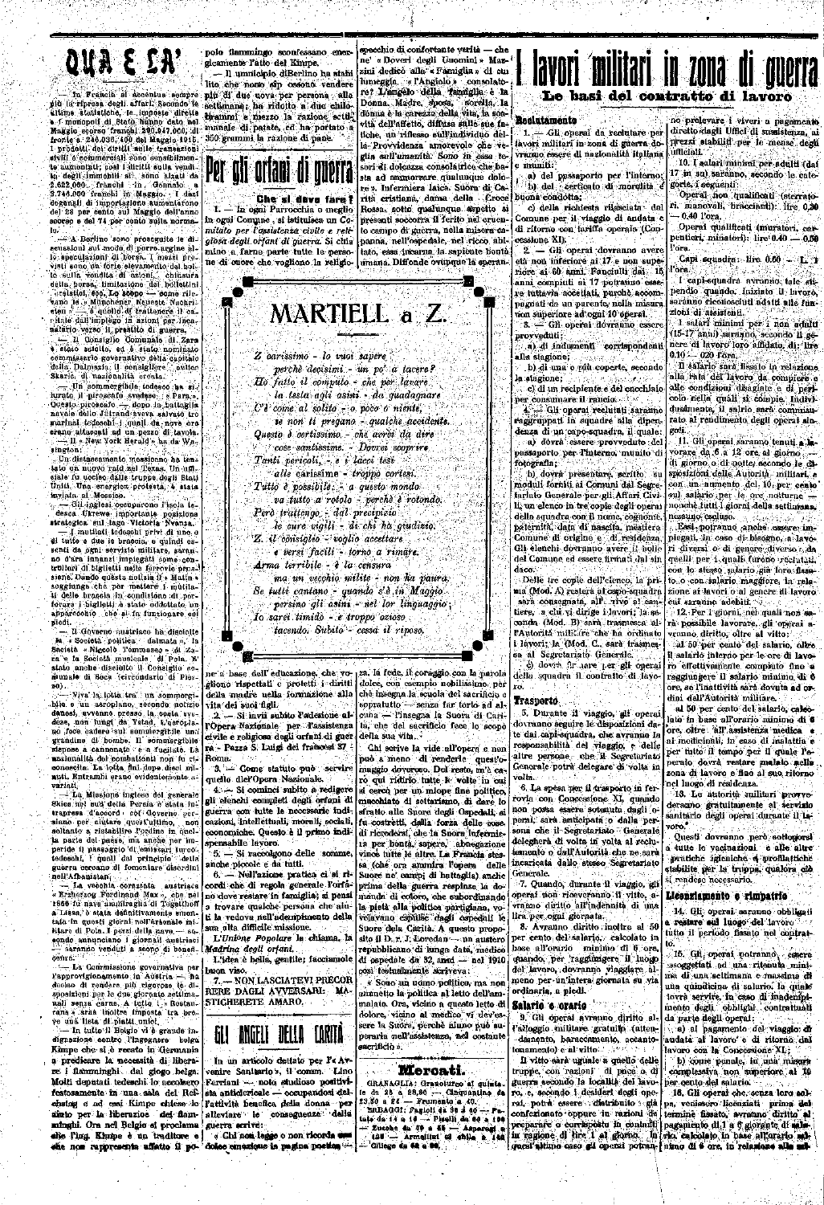# QUA E LÀ

— In Francia si accentua sempre più la ripresa degli affari. Secondo le ultime statistiche, le imposte dirette e i monopoli di Stato hanno dato nel Maggio scorso franchi 260.847.000, di fronte a 246.030.400 del Maggio 1915. I prodotti dei diritti sulle transazioni civili e commerciali sono sensibilmente aumentati; così i diritti sulle vendite degli immobili si sono alzati da 2.622.000 franchi in Gennaio a 3.746.000 franchi in Maggio. I dazi doganali di importazione aumentarono del 28 per cento sul Maggio dell'anno scorso e del 74 per cento sulla normale.

— A Berlino sono proseguite le discussioni sul modo di porre argine alle speculazioni di Borsa. I mezzi previsti sono un forte elevamento del bollo sulla vendita di azioni, chiusura della borsa, limitazione dei bollettini ... Lo scopo — come rilevano le « Münchener Neueste Nachrichten » — è quello di trattenere il capitale dall'impiego in azioni per incanalarlo verso il prestito di guerra.

— Il Consiglio Comunale di Zara è stato sciolto, ed è stato nominato commissario governativo della capitale della Dalmazia il consigliere aulico Skarić, di nazionalità croata.

— Un sommergibile tedesco ha silurato il piroscafo svedese « Para ». Questo piroscafo — dopo la battaglia navale dello Jutland aveva salvato tre marinai tedeschi i quali da nove ore erano attaccati ad un pezzo di tavola.

— Il « New York Herald » ha da Washington:

Un distaccamento messicano ha tentato un nuovo raid nel Texas. Un ufficiale fu ucciso dalle truppe degli Stati Uniti. Una energica protesta è stata inviata al Messico.

— Gli inglesi occuparono l'isola tedesca Ukrewe importante posizione strategica sul lago Victoria Nyanza.

— I mutilati tedeschi privi di uno o di tutte e due le braccia, e quindi esclusi da ogni servizio militare, saranno d'ora innanzi impiegati come controllori di biglietti nelle ferrovie prussiane. Dando questa notizia il « Matin » soggiunge che per mettere i mutilati delle braccia in condizione di perforare i biglietti è stato adottato un apparecchio che si fa funzionare coi piedi.

— Il Governo austriaco ha disciolto la « Società politica dalmata », la Società « Niccolò Tommaseo » di Zara e la Società musicale di Pola. È stato anche disciolto il Consiglio comunale di Soca (circondario di Pisino).

— Viva la lotta tra un sommergibile e un aeroplano, secondo notizie danesi, avvenne presso la costa svedese, non lungi da Ystad. L'aeroplano fece cadere sul sommergibile una granatina di bombe. Il sommergibile rispose a cannonate e a fucilate. La nazionalità dei combattenti non fu riconosciuta. La lotta finì dopo dieci minuti. Entrambi erano evidentemente avariati.

— La Missione inglese del generale Skies nel sud della Persia è stata intrapresa d'accordo col Governo persiano per aiutare quest'ultimo, non soltanto a ristabilire l'ordine in quella parte del paese, ma anche per impedire il passaggio di emissari turco-tedeschi, i quali del principio della guerra cercano di fomentare disordini nell'Afganistan.

— La vecchia corazzata austriaca « Erzherzog Ferdinand Max », che nel 1866 fu nave ammiraglia di Tegetthoff a Lissa, è stata definitivamente smontata in questi giorni nell'Arsenale militare di Pola. I pezzi della nave — secondo annunciano i giornali austriaci — saranno venduti a scopo di beneficenza.

— La Commissione governativa per l'approvvigionamento in Austria — ha deciso di rendere più rigorose le disposizioni per le due giornate settimanali senza carne. A tutte le Restaurants sarà inoltre imposta tra breve una lista di piatti unici.

— In tutto il Belgio vi è grande indignazione contro l'ingegnere belga Kimpe che si è recato in Germania a predicare la necessità di liberare i fiamminghi dal giogo belga. Molti deputati tedeschi lo accolsero festosamente in una sala del Reichstag e ad essi Kimpe chiese l'aiuto per la liberazione dei fiamminghi. Ora nel Belgio si proclama che l'ing. Kimpe è un traditore e che non rappresenta affatto il popolo fiammingo sconfessano energicamente l'atto del Kimpe.

— Il municipio di Berlino ha stabilito che non si possono vendere più di due uova per persona alla settimana; ha ridotto a due chilogrammi e mezzo la razione settimanale di patate, ed ha portato a 350 grammi la razione di pane.

# Per gli orfani di guerra

### Che si deve fare?

1. — In ogni Parrocchia o meglio in ogni Comune, si istituisca un *Comitato per l'assistenza civile e religiosa degli orfani di guerra*. Si chiamino a farne parte tutte le persone di cuore che vogliono la religione a base dell'educazione, che vogliono rispettati e protetti i diritti della madre nella formazione della vita dei suoi figli.

2. — Si invii subito l'adesione all'Opera Nazionale per l'assistenza civile e religiosa degli orfani di guerra - Piazza S. Luigi dei francesi 37 - Roma.

3. — Come statuto può servire quello dell'Opera Nazionale.

4. — Si cominci subito a redigere gli elenchi completi degli orfani di guerra con tutte le necessarie indicazioni, intellettuali, morali, sociali, economiche. Questo è il primo indispensabile lavoro.

5. — Si raccolgano delle somme, anche piccole e da tutti.

6. — Nell'azione pratica ci si ricordi che di regola generale l'orfano deve restare in famiglia; si pensi a trovare qualche persona che aiuti la vedova nell'adempimento della sua alta difficile missione.

*L'Unione Popolare* la chiama, la *Madrina degli orfani*.

L'idea è bella, gentile; facciamole buon viso.

7. — NON LASCIATEVI PRECORRERE DAGLI AVVERSARI: MASTICHERETE AMARO.

# MARTIELL a Z.

*Z carissimo - lo vuoi sapere*
*perchè decisimi - un po' a tacere?*
*Ho fatto il compito - che per lavare*
*la testa agli asini - da guadagnare*
*C'è come al solito - o poco o niente,*
*se non ti pregano - qualche accidente.*
*Questo è certissimo, - chè avrei da dire*
*cose santissime. - Dovrei scoprire*
*Tanti pericoli, - e i lacci tesi*
*alle carissime - troppo cortesi.*
*Tutto è possibile; - a questo mondo*
*va tutto a rotolo - perchè è rotondo.*
*Però trattengo - dal precipizio*
*le cure vigili - di chi ha giudizio.*
*Z. il consiglio - voglio accettare*
*e versi facili - torno a rimare.*
*Arma terribile - è la censura*
*ma un vecchio milite - non ha paura.*
*Se tutti cantano - quando s'è in Maggio*
*persino gli asini - nel lor linguaggio;*
*Io sarei timido - e troppo ozioso*
*tacendo. Subito - cessa il riposo.*

# GLI ANGELI DELLA CARITÀ

In un articolo dettato per l'« Avvenire Sanitario », il comm. Lino Ferriani — noto studioso positivista anticlericale — occupandosi dell'attività benefica della donna per alleviare le conseguenze della guerra scrive:

« Chi non legge o non ricorda con dolce emozione la pagina poetica — specchio di confortante verità — che ne' « Doveri degli Uomini » Mazzini dedicò alla « Famiglia » di cui lumeggia « l'Angiolo » consolatore? L'angelo della famiglia è la Donna. Madre, sposa, sorella, la donna è la carezza della vita, la soavità dell'affetto, diffusa sulle sue fatiche, un riflesso sull'individuo della Provvidenza amorevole che veglia sull'umanità. Sono in essa tesori di dolcezza consolatrice che bastano ad ammorzare qualunque dolore ». Infermiera laica, Suora di Carità cristiana, dama della Croce Rossa, sotto qualunque aspetto si presenti soccorre il ferito nel cruento campo di guerra, nella misera capanna, nell'ospedale, nel ricco abitato, essa incarna la sapiente bontà umana. Diffonde ovunque la speranza, la fede, il coraggio con la parola dolce, con esempio nobilissimo, perchè insegna la scuola del sacrificio e sopratutto — senza far torto ad alcuna — l'insegna la Suora di Carità, che del sacrificio fece lo scopo della sua vita. »

Chi scrive la vide all'opera e non può a meno di renderle questo doveroso. Del resto, m'è caro qui ridire tutte le volte in cui si cercò per un miope fine politico, macchiato di settarismo, di dare lo sfratto alle Suore degli Ospedali, si fu costretti, dalla forza delle cose, di ricredersi, chè le Suore infermiere per bontà, sapere, abnegazione vinsero tutte le altre. La Francia stessa (chè ora ammira l'opera delle Suore ne' campi di battaglia) anche prima della guerra respinse la domanda di coloro, che subordinando la pietà alla politica partigiana, volevano espulse dagli ospedali le Suore della Carità. A questo proposito il D.r J. Loredan — un austero repubblicano di lunga data, medico di ospedale da 32, anni — nel 1910 così testualmente scriveva:

« Sono un uomo politico, ma non ammetto la politica al letto dell'ammalato. Ora, vicino a questo letto di dolore, vicino al medico vi dev'essere la Suora, perchè niuno può superarla nell'assistenza, nel costante sacrificio ».

# Mercati.

GRANAGLIA: Granoturco al quintale da 25 a 28,50 — Cinquantino da 23,50 a 24 — Frumento a 40.

ERBAGGI: Fagioli da 36 a 40 — Patate da 14 a 16 — Piselli da 60 a 100 — Zucche da 20 a 25 — Asparagi a 125 — Armelline al chilo a 140 — Ciliege da 65 a 80.

# I lavori militari in zona di guerra

## Le basi del contratto di lavoro

### Reclutamento

1. — Gli operai da reclutare per lavori militari in zona di guerra dovranno essere di nazionalità italiana e muniti:

a) del passaporto per l'interno;
b) del certificato di moralità e buona condotta;
c) della richiesta rilasciata dal Comune per il viaggio di andata e di ritorno con tariffa operaia (Concessione XI).

2. — Gli operai dovranno avere età non inferiore ai 17 e non superiore ai 60 anni. Fanciulli dai 15 anni compiuti ai 17 potranno essere tuttavia accettati, purchè accompagnati da un parente, nella misura non superiore ad ogni 10 operai.

3. — Gli operai dovranno essere provveduti:
a) di indumenti corrispondenti alla stagione;
b) di una o più coperte, secondo la stagione;
c) di un recipiente e del cucchiaio per consumare il rancio.

4. — Gli operai reclutati saranno raggruppati in squadre alla dipendenza di un capo-squadra, il quale:

a) dovrà essere provveduto del passaporto per l'interno, munito di fotografia;

b) dovrà presentare, scritto su moduli forniti ai Comuni dal Segretariato Generale per gli Affari Civili, un elenco in tre copie degli operai della squadra con il nome, cognome, paternità, data di nascita, maestranza, Comune di origine e di residenza. Gli elenchi dovranno avere il bollo del Comune ed essere firmati dal sindaco.

Delle tre copie dell'elenco, la prima (Mod. A) resterà al capo-squadra sarà consegnata, all'arrivo al cantiere, a chi vi dirige i lavori; la seconda (Mod. B) sarà trasmessa all'Autorità militare che ha ordinato i lavori; la (Mod. C.), sarà trasmessa al Segretariato Generale.

c) dovrà firmare per gli operai della squadra il contratto di lavoro.

### Trasporto

5. Durante il viaggio, gli operai dovranno seguire le disposizioni date dai capi-squadra, che avranno la responsabilità del viaggio, e delle altre persone che il Segretariato Generale potrà delegare di volta in volta.

6. La spesa per il trasporto in ferrovia con Concessione XI, quando non possa essere sostenuta dagli operai, sarà anticipata o dalla persona che il Segretariato Generale delegherà di volta in volta al reclutamento o dall'Autorità che ne sarà incaricata dallo stesso Segretariato Generale.

7. Quando, durante il viaggio, gli operai non riceveranno il vitto, avranno diritto all'indennità di una lira per ogni giornata.

8. Avranno diritto inoltre al 50 per cento del salario, calcolato in base all'orario minimo di 6 ore, quando, per raggiungere il luogo del lavoro, dovranno viaggiare almeno per un'intera giornata su via ordinaria, a piedi.

### Salario e orario

9. Gli operai avranno diritto all'alloggio militare gratuito (attendamento, baraccamento, accantonamento) e al vitto.

Il vitto sarà uguale a quello delle truppe, con razioni di pane o di guerra secondo la località del lavoro, e, secondo i desideri degli operai, potrà essere distribuito già confezionato oppure in razioni da preparare o corrisposto in contanti in ragione di lire 1 al giorno. In quest'ultimo caso gli operai potranno prelevare i viveri a pagamento diretto dagli Uffici di sussistenza, ai prezzi stabiliti per le mense degli ufficiali.

10. I salari minimi per adulti (dai 17 in su) saranno, secondo le categorie, i seguenti:

Operai non qualificati (sterratori, manovali, braccianti): lire 0,30 — 0,40 l'ora.

Operai qualificati (muratori, carpentieri, minatori): lire 0,40 — 0,50 l'ora.

Capi squadra: lire 0,60 — L. 1 l'ora.

I capi-squadra avranno tale stipendio quando, iniziato il lavoro, saranno riconosciuti adatti alle funzioni di assistenti.

I salari minimi per i non adulti (15-17 anni) saranno, secondo il genere di lavoro loro affidato, di: lire 0,10 — 0,20 l'ora.

Il salario sarà fissato in relazione alla rata del lavoro da compiere e alle condizioni disagiate e di pericolo nelle quali si compie. Individualmente, il salario sarà commisurato al rendimento degli operai singoli.

11. Gli operai saranno tenuti a lavorare da 6 a 12 ore al giorno, — di giorno o di notte secondo le disposizioni delle Autorità militari, e con un aumento del 10 per cento sul salario per le ore notturne — tutti i giorni della settimana, nessuno escluso.

Essi potranno anche essere impiegati, in caso di bisogno, a lavori diversi o di genere diverso da quelli per i quali furono reclutati, con lo stesso salario già loro fissato o con salario maggiore, in relazione al lavoro o al genere di lavoro cui saranno adibiti.

12. Per i giorni nei quali non sarà possibile lavorare, gli operai avranno diritto, oltre al vitto:

al 50 per cento del salario, oltre il salario intero per le ore di lavoro effettivamente compiuto fino a raggiungere il salario minimo di 6 ore, se l'inattività sarà dovuta ad ordini dell'Autorità militare.

al 50 per cento del salario, calcolato in base all'orario minimo di 6 ore, oltre all'assistenza medica e ai medicinali, in caso di malattia e per tutto il tempo per il quale l'operaio dovrà restare malato nella zona di lavoro e fino al suo ritorno nel luogo di residenza.

13. Le autorità militari provvederanno gratuitamente al servizio sanitario degli operai durante il lavoro.

Questi dovranno però sottoporsi a tutte le vaccinazioni e alle altre pratiche igieniche e profilattiche stabilite per la truppa, qualora ciò si rendesse necessario.

### Licenziamento e rimpatrio

14. Gli operai saranno obbligati a restare sul luogo del lavoro tutto il periodo fissato nel contratto.

15. Gli operai potranno essere assoggettati ad una ritenuta minima di una settimana e massima di una quindicina di salario, la quale dovrà servire, in caso di inadempimento degli obblighi contrattuali da parte degli operai:

a) al pagamento del viaggio di andata al lavoro e di ritorno dal lavoro con la Concessione XI;

b) come penale, in una misura complessiva non superiore al 10 per cento del salario.

16. Gli operai che, senza loro colpa, venissero licenziati prima del termine fissato, avranno diritto al pagamento di 1 a 6 giornate di salario, calcolato in base all'orario minimo di 6 ore, in relazione alla ...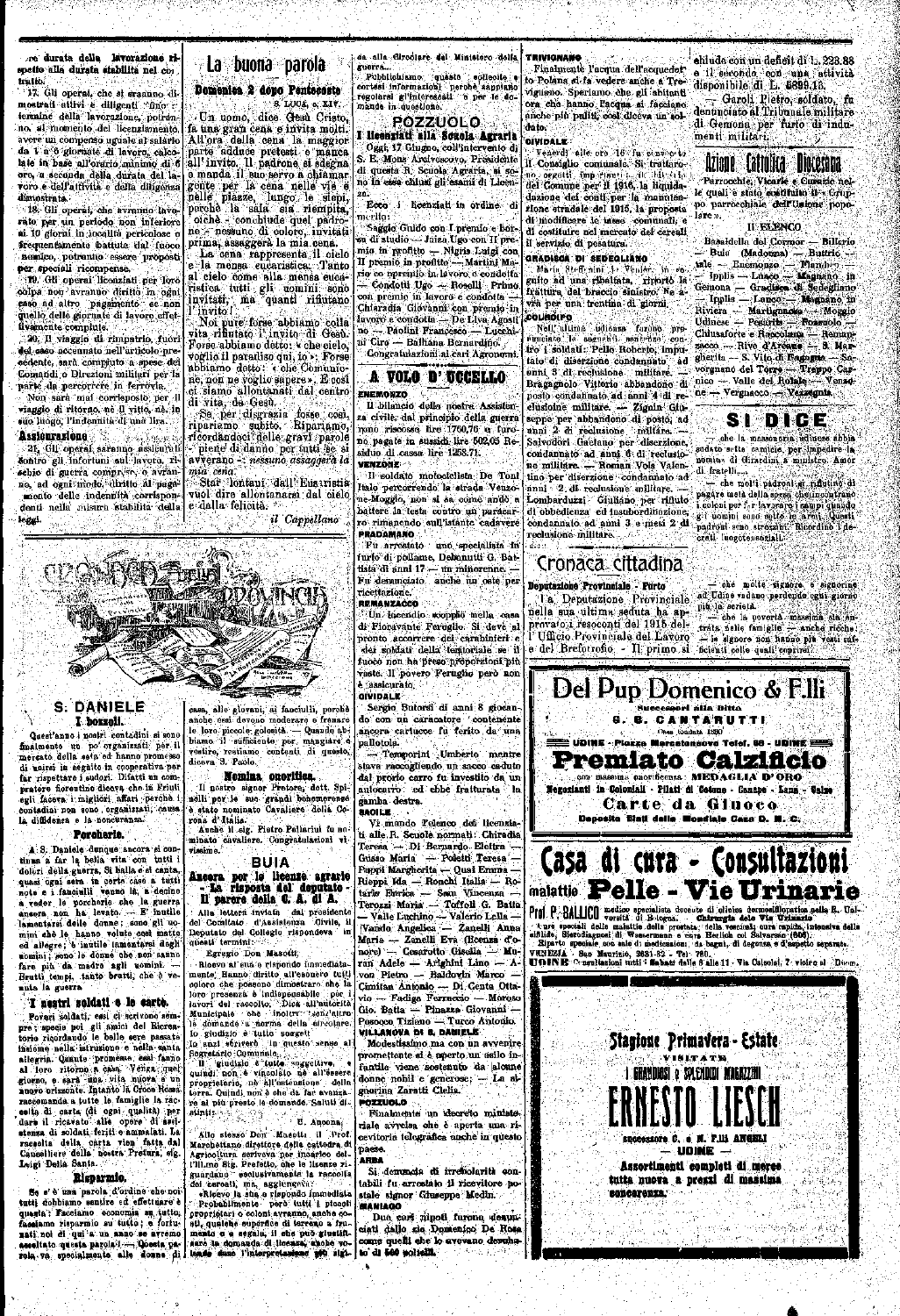...re durata della lavorazione rispetto alla durata stabilita nel contratto.

17. Gli operai, che si saranno dimostrati attivi e diligenti fino al termine della lavorazione, potranno, al momento del licenziamento, avere un compenso uguale al salario da 1 a 6 giornate di lavoro, calcolate in base all'orario minimo di 6 ore, a seconda della durata del lavoro e dell'attività e della diligenza dimostrata.

18. Gli operai, che avranno lavorato per un periodo non inferiore ai 10 giorni in località pericolose o frequentemente battute dal fuoco nemico, potranno essere proposti per speciali ricompense.

19. Gli operai licenziati per loro colpa non avranno diritto in ogni caso ad altro pagamento se non quello delle giornate di lavoro effettivamente compiute.

20. Il viaggio di rimpatrio, fuori del caso accennato nell'articolo precedente, sarà compiuto a spese dei Comandi o Direzioni militari per la parte da percorrere in ferrovia.

Non sarà mai corrisposto, per il viaggio di ritorno, nè il vitto, nè, in suo luogo, l'indennità di una lira.

**Assicurazione**

21. Gli operai saranno assicurati contro gli infortuni sul lavoro, rischio di guerra compreso, o avranno, ad ogni modo, diritto al pagamento delle indennità corrispondenti nella misura stabilita dalla legge.

## La buona parola

### Domenica 2 dopo Pentecoste

S. LUCA, c. XIV.

Un uomo, dice Gesù Cristo, fa una gran cena e invita molti. All'ora della cena la maggior parte adduce pretesti e manca all'invito. Il padrone si sdegna e manda il suo servo a chiamar gente per la cena nelle vie e nelle piazze, lungo le siepi, perchè la sala sia riempita, poichè — conchiude quel padrone — nessuno di coloro, invitati prima, assaggerà la mia cena.

La cena rappresenta il cielo e la mensa eucaristica. Tanto al cielo come alla mensa eucaristica tutti gli uomini sono invitati, ma quanti rifiutano l'invito!

Noi pure forse abbiamo colla vita rifiutato l'invito di Gesù. Forse abbiamo detto: « che cielo, voglio il paradiso qui, io »: Forse abbiamo detto: « che Comunione, non ne voglio sapere ». E così ci siamo allontanati dal centro di vita, da Gesù.

Se, per disgrazia fosse così, ripariamo subito. Ripariamo, ricordandoci delle gravi parole piene di danno per tutti se si avverano — *nessuno assaggerà la mia cena*.

Star lontani dall'Eucaristia vuol dire allontanarsi dal cielo e dalla felicità.

*il Cappellano*

da alla direzione del Ministero della guerra.

Pubblichiamo questo sollecite e cortesi informazioni, perchè sappiano regolarsi gl'interessati o per le domande in questione.

## POZZUOLO

### I licenziati alla Scuola Agraria

Oggi, 17 Giugno, coll'intervento di S. E. Mons. Arcivescovo, Presidente di questa R. Scuola Agraria, si sono in esse chiusi gli esami di Licenza.

Ecco i licenziati in ordine di merito:

Saggio Guido con I premio e borsa di studio — Juiza Ugo con II premio in profitto — Nigris Luigi con II premio in profitto — Martini Mario co premio in lavoro e condotta — Condotti Ugo — Roselli Primo con premio in lavoro e condotta — Chiaradia Giovanni con premio in lavoro e condotta — De Liva Agostino — Paolini Francesco — Lucchini Ciro — Balliana Bernardino.

Congratulazioni ai cari Agronomi.

## A VOLO D' UCCELLO

**GNEMONZO**

Il bilancio della nostra Assistenza civile, dal principio della guerra sono riscosse lire 1760.79 e furono pagate in sussidi lire 502.08 Residuo di cassa lire 1258.71.

**VENZONE**

Il soldato motociclista De Toni Italo percorrendo la strada Venzone-Moggio, non si sa come andò a battere la testa contro un paracarro rimanendo sull'istante cadavere

**PRADAMANO**

Fu arrestato uno specialista in furto di pollame, Debanutti G. Battista di anni 17 — un minorenne. Fu denunciato anche un oste per ricettazione.

**REMANZACCO**

Un incendio scoppiò nella casa di Fioravante Feruglio. Si deve al pronto accorrere dei carabinieri e dei soldati della territoriale se il fuoco non ha preso proporzioni più vaste. Il povero Feruglio però non è assicurato.

**CIVIDALE**

Sergio Butorel di anni 8 giocando con un caricatore contenente ancora cartucce fu ferito da una pallottola.

— Temporini Umberto mentre stava raccogliendo un sacco caduto dal proprio carro fu investito da un autocarro ed ebbe fratturata la gamba destra.

**SACILE**

Vi mando l'elenco dei licenziati alle R. Scuole normali: Chiradia Teresa — Di Bernardo Elettra — Gusso Maria — Poletti Teresa — Pappi Margherita — Qual Emma — Rieppi Ida — Ronchi Italia — Rorario Enrica — Sam Vincenza — Terozzi Maria — Toffoli G. Batta — Valle Luchino — Valerio Lella — Vando Angelica — Zanelli Anna Maria — Zanelli Eva (licenza d'onore) — Cesarotto Gisella — Muran Adele — Arighini Lino — Avon Pietro — Baldovin Marco — Cimitan Antonio — Di Centa Ottavio — Fadiga Ferruccio — Moroso Gio. Batta — Pinazza Giovanni — Posocco Tiziano — Turco Antonio.

**VILLANOVA DI S. DANIELE**

Modestissimo ma con un avvenire promettente si è aperto un asilo infantile vicino sostenuto da alcune donne nobili e generose; — La signorina Zaratti Clelia.

**POZZUOLO**

Finalmente un decreto ministeriale avvisa che è aperta una ricevitoria telegrafica anche in questo paese.

**ARBA**

Si denunzia di irregolarità contabili fu arrestato il ricevitore postale signor Giuseppe Medin.

**MANIAGO**

Due cari nipoti furono denunciati dallo zio Domenico De Rosa come quelli che le avevano derubato di 500 soldelli.

**TRIVIGNANO**

Finalmente l'acqua dell'acquedotto Polana si fa vedere anche a Trivignano. Speriamo che gli abitanti ora che hanno l'acqua si facciano anche più puliti, così diceva un soldato.

**CIVIDALE**

Venerdì alle ore 16 fu convocato il Consiglio comunale. Si trattarono oggetti importanti: il bilancio del Comune per il 1916, la liquidazione dei conti per la manutenzione stradale del 1915, la proposta di modificare la tassa comunali, e di costituire nel mercato dei cereali il servizio di pesatura.

**GRADISCA DI SEDEGLIANO**

Maria Stefanini di Venier, in seguito ad una ribaltata, riportò la frattura del braccio sinistro. Ne avrà per una trentina di giorni.

**CODROIPO**

Nell'ultima udienza furono pronunciate le seguenti sentenze: contro i soldati: Pello Roberto, imputato di diserzione condannato ad anni 3 di reclusione militare. — Bragagnolo Vittorio abbandono di posto condannato ad anni 4 di reclusione militare. — Zignin Giuseppe per abbandono di posto, ad anni 2 di reclusione militare. — Salvadori Gaetano per diserzione, condannato ad anni 6 di reclusione militare. — Romani Vola Valentino per diserzione condannato ad anni 2 di reclusione militare. — Lombarduzzi Giuliano per rifiuto di obbedienza ed insubordinazione, condannato ad anni 3 e mesi 2 di reclusione militare.

## Cronaca cittadina

**Deputazione Provinciale - Furto**

La Deputazione Provinciale nella sua ultima seduta ha approvato i resoconti del 1915 dell'Ufficio Provinciale del Lavoro e del Brefotrofio. Il primo si chiude con un deficit di L. 223.88 e il secondo con una attività disponibile di L. 6899.16.

— Garoli Pietro, soldato, fu denunciato al Tribunale militare di Gemona per furto di indumenti militari.

## Azione Cattolica Diocesana

Parrocchie, Vicarie e Comuni nelle quali è stato costituito il Gruppo parrocchiale dell'Unione popolare.

IL ELENCO

Basaldella del Cormor — Billerio — Buia (Madonna) — Buttrio — ...ale — Enemonzo — Flambro — Ipplis — Lauco — Magnano in Gemona — Gradisca di Sedegliano — Ipplis — Lauco — Magnano in Riviera — Martignacco — Moggio Udinese — Pesariis — Pozzuolo — Chiusaforte e Raccolana — Remanzacco — Rive d'Arcano — S. Margherita — S. Vito di Fagagna — Savorgnano del Torre — Treppo Carnico — Valle del Rojale — Venzone — Vergnacco — Vezzignis.

## SI DICE

— che la massoneria udinese abbia sudato sette camicie, per impedire la nomina di Girardini a ministro. Amor di fratelli...

— che molti padroni si rifiutino di pagare metà della spesa che incontrano i coloni per far lavorare i campi quando gli uomini sono sotto le armi. Quelli padroni sono strani. Ricordino i precetti incostituzionali.

— che molte signore e signorine ad Udine vadano perdendo ogni giorno più la serietà.

— che la povertà massima sia entrata nelle famiglie — anche ricche — le signore non hanno più vesti sufficienti colle quali coprirsi.

## CRONACA della PROVINCIA

### S. DANIELE

#### I bozzoli.

Quest'anno i nostri contadini si sono finalmente un po' organizzati: per il mercato della seta ed hanno promesso di unirsi in seguito in cooperativa per far rispettare i sudori. Difatti un compratore fiorentino diceva che in Friuli egli faceva i migliori affari perchè i contadini non sono organizzati, causa la diffidenza e la noncuranza.

#### Porcherie.

A S. Daniele dunque ancora si continua a far la bella vita con tutti i dolori della guerra. Si balla e si canta, quasi ogni sera, in certe case a tutte note e i fanciulli vanno là a decine a veder le porcherie che la guerra ancora non ha levato. — E' inutile lamentarsi delle donne: sono gli uomini che le hanno volute così matte ed allegre; è inutile lamentarsi degli uomini; sono le donne che non sanno fare più da madre agli uomini. — Brutti tempi, tanto brutti, che è venuta la guerra.

#### I nostri soldati e le carte.

Poveri soldati, essi ci scrivono sempre: specie poi gli amici del Ricreatorio ricordando le belle sere passate insieme nella istruzione e nella santa allegria. Quante promesse essi fanno al loro ritorno a casa. Venga quel giorno, e sarà una vita nuova e un nuovo orizzonte. Intanto la Croce Rossa raccomanda a tutte le famiglie la raccolta di carta (di ogni qualità) per dare il ricavato alle opere di assistenza di soldati feriti e ammalati. La raccolta della carta vien fatta dal Cancelliere della nostra Pretura, sig. Luigi Della Santa.

#### Risparmio.

Se c'è una parola d'ordine che noi tutti dobbiamo sentire ed effettuare è questa: Facciamo economia in tutto, facciamo risparmio su tutto; e fortunati noi di qui a un anno se avremo accettato questa parola! — Questa parola va, specialmente alle donne di casa, alle giovani, ai fanciulli, perchè anche essi devono moderare o frenare le loro piccole golosità. — Quando abbiamo il sufficiente per mangiare e vestire, restiamo contenti di questo, diceva S. Paolo.

#### Nomina onorifica.

Il nostro signor Pretore, dott. Spinelli per le sue grandi benemerenze è stato nominato Cavaliere della Corona d'Italia.

Anche il sig. Pietro Pallariui fu nominato cavaliere. Congratulazioni vivissime.

### BUIA

#### Ancora per le licenze agrarie - La risposta del deputato - Il parere della C. A. di A.

Alla lettera inviata dal presidente del Comitato d'Assistenza Civile, il Deputato del Collegio rispondeva in questi termini:

Egregio Don Masotti,

Ricevo ad un'ora e rispondo immediatamente. Hanno diritto all'esonero tutti coloro che possono dimostrare che la loro presenza è indispensabile per i lavori del raccolto. Dica all'autorità Municipale che inoltri senz'altro le domande a norma della circolare. Il giudizio è tutto soggetto. Io anzi scriverò in questo senso al Segretario Comunale.

Il giudizio è tutto soggettivo, e quindi non è vincolato nè all'essere proprietario, nè all'estensione della terra. Quindi non è che da far avanzare al più presto le domande. Saluti distinti.

*E. Ancona*

Allo stesso Don Masotti il Prof. Marchettano direttore della cattedra di Agricoltura scriveva per incarico dell'Ill.mo Sig. Prefetto, che le licenze riguardano esclusivamente la raccolta dei cereali, ma, aggiungeva:

«Ricevo la sua e rispondo immediatamente. Probabilmente però tutti i piccoli proprietari e coloni avranno, anche essi, qualche superficie di terreno a frumento o a segala, il che può giustificare la domanda di licenza, anche volendo dare l'interpretazione più rigi-

# Del Pup Domenico & F.lli

Successori alla Ditta

**G. B. CANTARUTTI**

Casa fondata 1820

UDINE - Piazza Mercatonuovo Telef. 80 - UDINE

## Premiato Calzificio

con massima onorificenza: MEDAGLIA D'ORO

Negozianti in Coloniali - Filati di Cotone - Canape - Lana - Seta

## Carte da Giuoco

Deposito Sali della Mondiale Casa D. M. C.

# Casa di cura - Consultazioni

## malattie Pelle - Vie Urinarie

Prof. P. BALLICO medico specialista docente di clinica dermosifilopatica nella R. Università di Bologna. Chirurgia delle Vie Urinarie

Cure speciali delle malattie della prostata, della vescica; cura rapida, intensiva della sifilide, Siero-diagnosi di Wassermann e cura Ehrlich col Salvarsan (606).

Riparto speciale con sale di medicazione, da bagni, di degenza e d'aspetto separate.

VENEZIA San Maurizio, 2631-32 - Tel. 780.

UDINE Consultazioni tutti i Sabati dalle 8 alle 11 - Via Cairoli, 7 vicino al Duomo.

## Stagione Primavera - Estate

VISITATE

I GRANDIOSI e SPLENDIDI MAGAZZINI

# ERNESTO LIESCH

successore G. e N. F.lli ANGELI

— UDINE —

**Assortimenti completi di merce tutta nuova a prezzi di massima concorrenza.**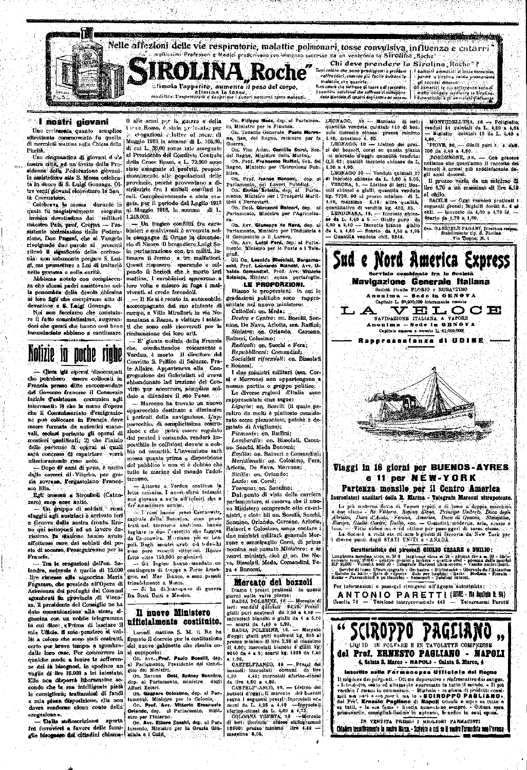Nelle affezioni delle vie respiratorie, malattie polmonari, tosse convulsiva, influenza e catarri

moltissimi Professori e Medici prescrivono con immenso successo da un ventennio la Sirolina „Roche"

# SIROLINA „Roche"

stimola l'appetito, aumenta il peso del corpo, elimina la tosse, modifica l'espettorato e sopprime i sudori notturni tanto molesti.

**Chi deve prendere la Sirolina „Roche"?**

Tutti coloro che sono predisposti a prendere raffreddori, essendo più facile evitare le malattie che guarirle. Tutti coloro che soffrono di tosse e di raucedine. I bambini scrofolosi che soffrono di enfiagione delle ghiandole di catarri degli occhi e del naso ecc.

I bambini ammalati di tosse convulsiva, perchè la Sirolina calma prontamente gli accessi dolorosi. Gli asmatici, le cui sofferenze sono di molto mitigate mediante la Sirolina. I tubercolotici e gli ammalati d'influenza.

## I nostri giovani

Una cerimonia, quanto semplice altrettanto commovente fu quella di mercoledì mattina nella Chiesa della Purità.

Una cinquantina di giovani della nostra città, ad un invito della Presidenza della Federazione giovanile assistettero alla S. Messa celebrata in onore di S. Luigi Gonzaga. Oltre venti giovani ricevettero la Santa Comunione.

Celebrava la messa durante la quale fu magistralmente eseguita musica devotissima dai militari maestro Pais, prof. Crepax — l'assistente ecclesiastico della Federazione, Don Pagani, che al Vangelo rivolgendo due parole ai presenti rilevò il significato della cerimonia: non solamente pregare S. Luigi, ma prometterе a Lui di imitarlo nella purezza e nella carità.

Abbiamo notato con compiacenza che alcuni padri assistevano nella penombra della devota chiesina ai loro figli che compivano atto di devozione a S. Luigi Gonzaga.

Noi non facciamo che constatare il fatto consolatissimo, augurandoci che questi che hanno così bene incominciato abbiano a continuare.

# Notizie in poche righe

— Circa gli operai disoccupati che potrebbero essere collocati in Francia presso ditte raccomandate dal Governo francese il Consorzio laziale d'assistenza comunica agli interessati: 1) che la mano d'opera che il Commissariato d'emigrazione può collocare in Francia deve essere formata da autentici manovali, esclusi pertanto gli operai di mestieri qualificati; 2) che l'inizio delle partenze di operai ai quali sarà concesso di espatriare verrà ulteriormente reso noto.

— Dopo 47 anni di pena, è uscito dalle carceri di Viterbo, per grazia sovrana, l'ergastolano Francesco Ella.

Egli troverà a Stromboli (Catanzaro) suoi anche natio.

— Un gruppo di soldati russi sfuggiti agli austriaci è arrivato ieri a Genova dalla nostra fronte. Erano qui sottoposti ad un lavoro durissimo. In stazione hanno avuto affettuose cure dai soldati del posto di soccorso. Proseguiranno per la Francia.

— Tra le erogazioni dell'on. Salandra, notevole è quella di 15.000 lire rimesse alla signorina Maria Fogazzaro, che presiede all'Opera di Assistenza dei profughi dei Comuni sgombrati in provincia di Vicenza. Il presidente del Consiglio ne ha dato comunicazione alla stessa signorina con un nobile telegramma in cui dice: «Prima di lasciare il mio Ufficio, il mio pensiero si volge a coloro che sono stati costretti, certo per breve tempo a sgombrare dalle loro case. Per concorrere in qualche modo a lenire le sofferenze dei più bisognosi, le spedisco un vaglia di lire 15.000 a lei intestato. Ella non disporrà liberamente secondo che la sua intelligente pietà le consiglierà, trattandosi di fondi a mia piena disposizione, ella non dovrà rendermi alcun conto della erogazione».

— Dalla sottoscrizione aperta fra ferrovieri a favore delle famiglie bisognose dei cittadini chiamati alle armi per la guerra e della Croce Rossa, è stata prelevata per le erogazioni relative al mese di Maggio 1916, la somma di L. 108.00, di cui L. 30.00 sono state assegnate al Presidente del Comitato Centrale della Croce Rossa, e L. 72.000 sono state assegnate ai prefetti, proporzionalmente alle popolazioni delle provincie, perchè provvedano a distribuirle fra i singoli comitati locali. Complessivamente è stata erogata, per il periodo dal Luglio 1915 al Maggio 1916, la somma di L. 1.243.000.

— Un tragico conflitto fra carabinieri e malviventi è avvenuto nelle campagne di Orune in circondario di Nuoro. Il brigadiere Luigi Serio in perlustrazione con tre militi, intimava il fermo a tre malfattori. Questi risposero sparando e colpendo il Serioli che è morto ieri mattina. I carabinieri spararono a loro volta e misero in fuga i malviventi, si crede ferendoli.

— Il Re si è recato in automobile, accompagnato dal suo aiutante di campo, a Villa Miraflori in via Nomentana a Roma, a visitare i soldati che sono colà ricoverati per la rieducazione dei loro arti.

— E' giunta notizia dalla Francia che, combattendo eroicamente a Verdun, è morto il direttore del Convitto S. Pellico di Saluzzo, Frate Allaire. Apparteneva alla Congregazione dei Gabrielisti ed aveva abbandonato lad irezione del Convitto per accorrere, semplice soldato a difendere il suo Paese.

— Marconi ha trovato un nuovo apparecchio destinato a diminuire i pericoli della navigazione. L'apparecchio, di semplicissima costruzione e che potrà essere regolato dal ponte di comando, renderà impossibile le collisioni dovute a nebbia od oscurità. L'invenzione sarà messa quanto prima a disposizione del pubblico e non vi è dubbio che tutte le marine del mondo l'adotteranno.

— Attorno a Verdun continua la lotta accanita. I nuovi sforzi tedeschi non giovano a nulla all'infuori che a far ammazzare uomini.

— I russi hanno preso Czernowitz, capitale della Bucovina, sono penetrati nel territorio austriaco, hanno tagliato in due l'esercito che fuggiva da Czernowitz. Marciano poi su Leopoli. Negli scontri avuti coi tedeschi sono pure riusciti vittoriosi. Hanno fatto oltre 150,000 prigionieri.

— Gli Inglesi hanno mandato un contingente di truppe a Porto Arcangelo, sul Mar Bianco, e sono passati trionfalmente a Mosca.

— Si ha dichiarazione di guerra fra Stati Uniti e Messico.

## Il nuovo Ministero ufficialmente costituito.

Lunedì mattina S. M. il Re ha firmato il decreto per la costituzione del nuovo gabinetto che risulta così composto:

On. Avv. Prof. Paolo Boselli, dep. al Parlamento, Presidente del Consiglio dei Ministri.

On. Barone Dott. Sydney Sonnino, dep. al Parlamento, ministro degli Affari Esteri.

On. Gaspare Colosimo, dep. al Parlamento, Ministro per le Colonie.

On. Prof. Avv. Vittorio Emanuele Orlando, dep. al Parlamento, ministro per l'Interno.

On. Avv. Ettore Sacchi, dep. al Parlamento, Ministro per la Grazia Giustizia e i Culti.

On. Filippo Meda, dep. al Parlamento, Ministro per le Finanze.

On. Tenente Generale Paolo Morrone, Sen. del Regno, ministro per la Guerra.

On. Vice Amm. Camillo Corsi, Sen. del Regno, Ministro della Marina.

On. Prof. Francesco Ruffini, Sen. del Regno, Ministro per l'Istruzione Pubblica.

On. Prof. Ivanoe Bonomi, dep. al Parlamento, pei Lavori Pubblici.

On. Enrico Arlotta, dep. al Parlamento, Ministro per i Trasporti Marittimi e Ferroviari.

On. Dott. Giovanni Raineri, dep. al Parlamento, Ministro per l'Agricoltura.

On. Avv. Giuseppe de Nava, dep. al Parlamento, Ministro per l'Industria e il Commercio e il Lavoro.

On. Avv. Luigi Fera, dep. al Parlamento, Ministro per le Poste e i Telegrafi.

Gli On. Leonida Bissolati, Bergamasco, Prof. Leonardo Bianchi, Avv. Ubaldo Comandini, Prof. Avv. Vittorio Scialoja, Ministri senza portafoglio.

### LE PROPORZIONI.

Diamo le proporzioni in cui le gradazioni politiche sono rappresentate nel nuovo ministero:

*Cattolici*: on. Meda;

*Destra e Centro*: on. Boselli, Sonnino, De Nava, Arlotta, sen. Ruffini;

*Sinistra*: on. Orlando, Carcano, Raineri, Colosimo;

*Radicali*: on. Sacchi e Fera;

*Repubblicani*: Comandini;

*Socialisti riformisti*: on. Bissolati e Bonomi.

I due ministri militari (sen. Corsi e Morrone) non appartengono a nessun partito o gruppo politico.

Le diverse regioni d'Italia sono rappresentate come segue:

*Liguria*: on. Boselli (il quale peraltro da molti è piuttosto considerato come piemontese, poichè è deputato di Avigliana);

*Piemonte*: on. Ruffini;

*Lombardia*: on. Bissolati, Carcano, Sacchi, Meda Bonomi;

*Emilia*: on. Raineri e Comandini;

*Meridionali*: on. Colosimo, Fera, Arlotta, De Nava, Morrone;

*Sicilia*: on. Orlando;

*Lazio*: on. Corsi;

*Toscana*: on. Sonnino;

Dal punto di vista della carriera parlamentare, si osserva che il nuovo Ministero comprende otto ex-ministri, e cioè: gli on. Boselli, Sacchi, Sonnino, Orlando, Carcano, Arlotta, Rainerі e Colosimo, senza contare i due ministri militari generale Morrone e ammiraglio Corsi, di prima nomina nel passato Ministero: e se nuovi ministri, cioè gli on. De Nava, Bissolati, Meda, Comandini, Fera e Bonomi.

## Mercato dei bozzoli

Diamo i prezzi praticati in questi giorni sulle varie piazze:

BADIA POLESINE, 18 — Mercato di ieri: venduti quintali 94.20. Prezzi: gialli puri nostrani da 3,50 a 4,60 — incrociati bianchi e gialli da 4 a 5,10 — scarti da 1,40 a 1,60.

BADIA POLESINE, 16. — Mercato d'oggi: gialli puri nostrani kg. 865 al prezzo minimo di lire 3,50 al massimo di 4,60; incrociati bianchi e gialli kg. 9840 da 4 a 5; scarti kg. 1355 da 1,40 a 1,60.

CASTELFRANCO, 18 — Prezzi dei bozzoli: incrociati comuni da lire 4,33 4,40; incrociati sferico-cinesi da lire 4,50 a 4,80.

CASTELFRANCO, 18. — Listino dei bozzoli d'oggi: Il mercato dei bozzoli segna i seguenti prezzi: Incrociati comuni da L. 4,35 a 4,40 — Incrociati sferico-cinesi da L. 4,60 a 4,75.

COLOGNA VENETA, 18 — Mercato di ieri: incrocio chinese quintali 18900: prezzo minimo lire 4.40 — massimo 5,05.

LEGNAGO, 18 — Mercato di ieri: quantità venduta quintali 140 di bozzolo incrocio chinese: prezzo minimo 4.40, massimo 4. 85.

LEGNAGO, 18 — Listino dei prezzi dei bozzoli, corsi su questa piazza al mercato d'oggi: quantità venduta: Q.li 62; qualità incrocio chinese da L. 4.20 a 4.90.

LEGNAGO 20 — Venduti quintali 27 di incrocio chinese da L. 4.60 a 5.03.

VERONA, 5. — Listino di ieri: Bozzoli chinesi e gialli, quantità venduta kg. 7738. 90 al prezzo minimo di L. 4.10, massimo 5.15; altre qualità, quantitativo di vendita kg. 423, 25.

LENDINARA, 19. — Incrocio chinese da L. 4,40 a 5 — Giallo puro da 4,60 a 5,40 — Incrocio bianco giallo da 4, a 4,60 — Scarto da 1,50 a 1,95 — Quantità venduta chil. 5246.

MONTEBELLUNA, 18 — Poligiallo, venduti 44 quintali da L. 4,50 a 4,65 — Bigiallo quintali 15 da L. 4,40 a 4,60.

PIOVE, 20. — Gialli puri n. 3 chil. 700 da 4,40 a 4,60.

PORDENONE, 18. — Con piacere notiamo che quest'anno il raccolto dei bozzoli è ormai più soddisfacente degli anni decorsi.

Il prezzo varia da un minimo di lire 4,70 a un massimo di lire 5,15 al chilo.

SACILE — Oggi vennero praticati i seguenti prezzi: Bigialli dorati L. 5 al chil. — Incrocio da 4,60 a 4,70 al — Scarto da 1,70 a 1,80.

Sac. GABRIELE PAGANI, Direttore respons. Stabilimento tip. S. Paolino Via Treppo, N. 1

---

# Sud e Nord America Express

Servizio combinato fra le Società

**Navigazione Generale Italiana**

Società riunite FLORIO e RUBATTINO

Anonima — Sede in GENOVA

Capitale L. 60,000,000 interamente versato

# LA VELOCE

NAVIGAZIONE ITALIANA A VAPORE

Anonima — Sede in GENOVA

Capitale emesso e versato L. 11,000,000

**Rappresentanza di UDINE**

## Viaggi in 16 giorni per BUENOS-AYRES e 11 per NEW-YORK

**Partenza mensile per il Centro America**

Incrociatori ausiliari della R. Marina - Telegrafo Marconi ultrapotente.

La più moderna flotta di Vapori rapidi e di lusso a doppia macchina e due eliche - Re Vittorio, Regina Elena, Principe Umberto, Duca degli Abruzzi, Duca d'Aosta, Verona, America, Duca di Genova, Stampalia, Europa, Giulio Cesare, Duilio, ecc. — Comodità moderne, aria, spazio e luce. — Vitto abbondante ed ottimo per passeggeri di terza classe.

La Società a richi sta rilascia biglietti di ferrovia da New York per i diversi punti degli STATI UNITI e CANADA.

**Caratteristiche dei piroscafi GIULIO CESARE e DUILIO:**

Lunghezza massima circa m. 90.0 - larghezza circa m. 24 - altezza circa m. 38 - dislocamento tonn. 24.000 - quattro motori a turbina - quattro eliche - potenza delle macchine HP 25.000 - Velocità nodi 20 - Telegrafo Marconi ultra-potente - Vasche antirullanti. - Servizi di lusso: Cinematografo - Orchestra - Biblioteca - Giornale dell'Atlantico - Salone da ballo - Sala di sport - Sale per bambini - Sarta - Modista - Fioraia - Bazar - Parrucchieri e lustrascarpe - Ascensori - Telefoni interni.

Per informazioni e passaggi rivolgersi all'Agente autorizzato:

**ANTONIO PARETTI** (UDINE - Via Aquileja N. 94)

Casella 78 — Telefono interprovinciale 448 — Telegrammi Paretti

---

# "SCIROPPO PAGLIANO"

LIQUIDO IN POLVERE E IN TAVOLETTE COMPRESSE

**del Prof. ERNESTO PAGLIANO - NAPOLI**

4, Calata S. Marco - NAPOLI - Calata S. Marco, 4

**Inscritto nella Farmacopea Ufficiale del Regno**

Il migliore dei purganti. - Ottimo depurativo e rinfrescativo del sangue. - Introdotto, usato ed altamente apprezzato in tutto il mondo. - Il più vecchio, il meno in commercio. - Migliaia e migliaia di prodotti consimili son sorti e son morti, ma lo « SCIROPPO PAGLIANO » del Prof. Ernesto Pagliano di Napoli trionfa e sopra su tutte e su tutti, e la sua fama e riuscita aumentano sempre. - Ottima cura primaverile, consigliabilissima in autunno, benefico in ogni epoca.

IN VENDITA PRESSO I MIGLIORI FARMACISTI

**Chiedere tassativamente la nostra Marca - Scrivete a noi se il vostro Farmacista non l'avesse**